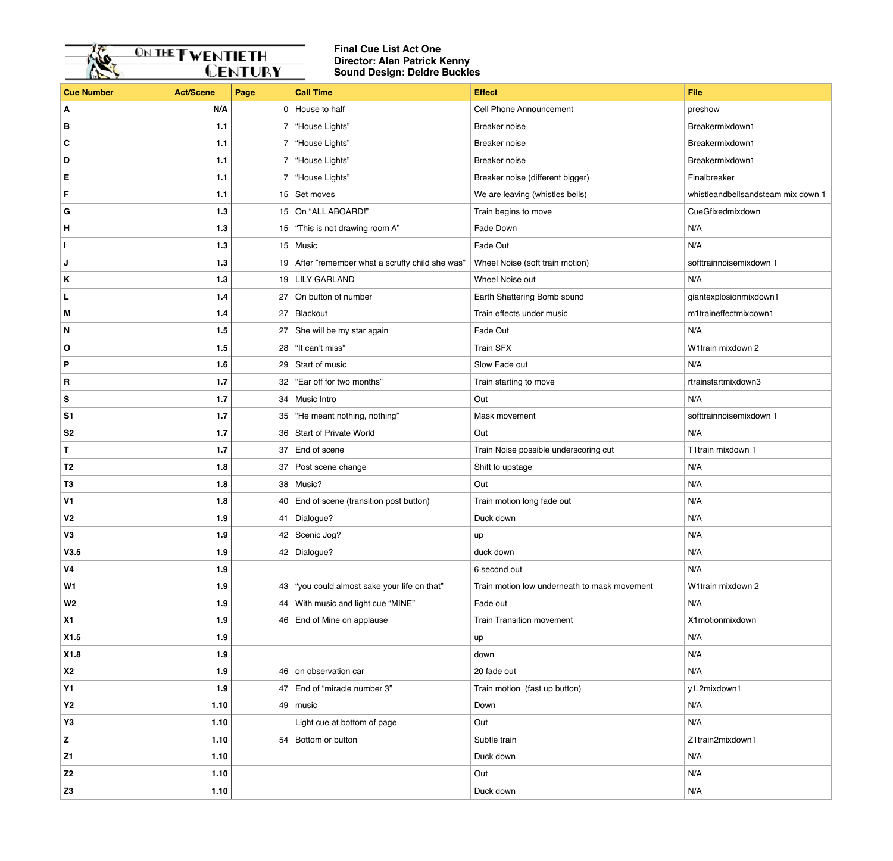On the Twentieth Century

**Final Cue List Act One**
**Director: Alan Patrick Kenny**
**Sound Design: Deidre Buckles**

| Cue Number | Act/Scene | Page | Call Time | Effect | File |
|---|---|---|---|---|---|
| **A** | **N/A** | 0 | House to half | Cell Phone Announcement | preshow |
| **B** | **1.1** | 7 | "House Lights" | Breaker noise | Breakermixdown1 |
| **C** | **1.1** | 7 | "House Lights" | Breaker noise | Breakermixdown1 |
| **D** | **1.1** | 7 | "House Lights" | Breaker noise | Breakermixdown1 |
| **E** | **1.1** | 7 | "House Lights" | Breaker noise (different bigger) | Finalbreaker |
| **F** | **1.1** | 15 | Set moves | We are leaving (whistles bells) | whistleandbellsandsteam mix down 1 |
| **G** | **1.3** | 15 | On "ALL ABOARD!" | Train begins to move | CueGfixedmixdown |
| **H** | **1.3** | 15 | "This is not drawing room A" | Fade Down | N/A |
| **I** | **1.3** | 15 | Music | Fade Out | N/A |
| **J** | **1.3** | 19 | After "remember what a scruffy child she was" | Wheel Noise (soft train motion) | softtrainnoisemixdown 1 |
| **K** | **1.3** | 19 | LILY GARLAND | Wheel Noise out | N/A |
| **L** | **1.4** | 27 | On button of number | Earth Shattering Bomb sound | giantexplosionmixdown1 |
| **M** | **1.4** | 27 | Blackout | Train effects under music | m1traineffectmixdown1 |
| **N** | **1.5** | 27 | She will be my star again | Fade Out | N/A |
| **O** | **1.5** | 28 | "It can't miss" | Train SFX | W1train mixdown 2 |
| **P** | **1.6** | 29 | Start of music | Slow Fade out | N/A |
| **R** | **1.7** | 32 | "Ear off for two months" | Train starting to move | rtrainstartmixdown3 |
| **S** | **1.7** | 34 | Music Intro | Out | N/A |
| **S1** | **1.7** | 35 | "He meant nothing, nothing" | Mask movement | softtrainnoisemixdown 1 |
| **S2** | **1.7** | 36 | Start of Private World | Out | N/A |
| **T** | **1.7** | 37 | End of scene | Train Noise possible underscoring cut | T1train mixdown 1 |
| **T2** | **1.8** | 37 | Post scene change | Shift to upstage | N/A |
| **T3** | **1.8** | 38 | Music? | Out | N/A |
| **V1** | **1.8** | 40 | End of scene (transition post button) | Train motion long fade out | N/A |
| **V2** | **1.9** | 41 | Dialogue? | Duck down | N/A |
| **V3** | **1.9** | 42 | Scenic Jog? | up | N/A |
| **V3.5** | **1.9** | 42 | Dialogue? | duck down | N/A |
| **V4** | **1.9** | | | 6 second out | N/A |
| **W1** | **1.9** | 43 | "you could almost sake your life on that" | Train motion low underneath to mask movement | W1train mixdown 2 |
| **W2** | **1.9** | 44 | With music and light cue "MINE" | Fade out | N/A |
| **X1** | **1.9** | 46 | End of Mine on applause | Train Transition movement | X1motionmixdown |
| **X1.5** | **1.9** | | | up | N/A |
| **X1.8** | **1.9** | | | down | N/A |
| **X2** | **1.9** | 46 | on observation car | 20 fade out | N/A |
| **Y1** | **1.9** | 47 | End of "miracle number 3" | Train motion (fast up button) | y1.2mixdown1 |
| **Y2** | **1.10** | 49 | music | Down | N/A |
| **Y3** | **1.10** | | Light cue at bottom of page | Out | N/A |
| **Z** | **1.10** | 54 | Bottom or button | Subtle train | Z1train2mixdown1 |
| **Z1** | **1.10** | | | Duck down | N/A |
| **Z2** | **1.10** | | | Out | N/A |
| **Z3** | **1.10** | | | Duck down | N/A |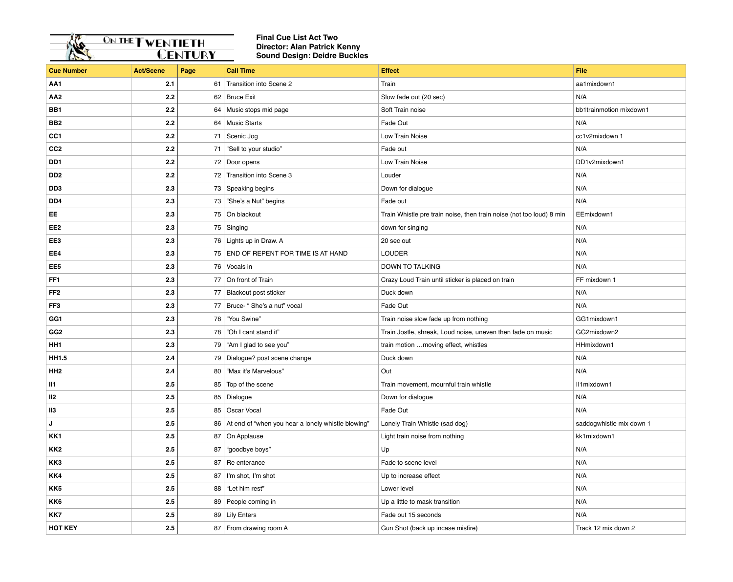ON THE TWENTIETH CENTURY

**Final Cue List Act Two**
**Director: Alan Patrick Kenny**
**Sound Design: Deidre Buckles**

| Cue Number | Act/Scene | Page | Call Time | Effect | File |
|---|---|---|---|---|---|
| **AA1** | 2.1 | 61 | Transition into Scene 2 | Train | aa1mixdown1 |
| **AA2** | 2.2 | 62 | Bruce Exit | Slow fade out (20 sec) | N/A |
| **BB1** | 2.2 | 64 | Music stops mid page | Soft Train noise | bb1trainmotion mixdown1 |
| **BB2** | 2.2 | 64 | Music Starts | Fade Out | N/A |
| **CC1** | 2.2 | 71 | Scenic Jog | Low Train Noise | cc1v2mixdown 1 |
| **CC2** | 2.2 | 71 | "Sell to your studio" | Fade out | N/A |
| **DD1** | 2.2 | 72 | Door opens | Low Train Noise | DD1v2mixdown1 |
| **DD2** | 2.2 | 72 | Transition into Scene 3 | Louder | N/A |
| **DD3** | 2.3 | 73 | Speaking begins | Down for dialogue | N/A |
| **DD4** | 2.3 | 73 | "She's a Nut" begins | Fade out | N/A |
| **EE** | 2.3 | 75 | On blackout | Train Whistle pre train noise, then train noise (not too loud) 8 min | EEmixdown1 |
| **EE2** | 2.3 | 75 | Singing | down for singing | N/A |
| **EE3** | 2.3 | 76 | Lights up in Draw. A | 20 sec out | N/A |
| **EE4** | 2.3 | 75 | END OF REPENT FOR TIME IS AT HAND | LOUDER | N/A |
| **EE5** | 2.3 | 76 | Vocals in | DOWN TO TALKING | N/A |
| **FF1** | 2.3 | 77 | On front of Train | Crazy Loud Train until sticker is placed on train | FF mixdown 1 |
| **FF2** | 2.3 | 77 | Blackout post sticker | Duck down | N/A |
| **FF3** | 2.3 | 77 | Bruce- " She's a nut" vocal | Fade Out | N/A |
| **GG1** | 2.3 | 78 | "You Swine" | Train noise slow fade up from nothing | GG1mixdown1 |
| **GG2** | 2.3 | 78 | "Oh I cant stand it" | Train Jostle, shreak, Loud noise, uneven then fade on music | GG2mixdown2 |
| **HH1** | 2.3 | 79 | "Am I glad to see you" | train motion …moving effect, whistles | HHmixdown1 |
| **HH1.5** | 2.4 | 79 | Dialogue? post scene change | Duck down | N/A |
| **HH2** | 2.4 | 80 | "Max it's Marvelous" | Out | N/A |
| **II1** | 2.5 | 85 | Top of the scene | Train movement, mournful train whistle | II1mixdown1 |
| **II2** | 2.5 | 85 | Dialogue | Down for dialogue | N/A |
| **II3** | 2.5 | 85 | Oscar Vocal | Fade Out | N/A |
| **J** | 2.5 | 86 | At end of "when you hear a lonely whistle blowing" | Lonely Train Whistle (sad dog) | saddogwhistle mix down 1 |
| **KK1** | 2.5 | 87 | On Applause | Light train noise from nothing | kk1mixdown1 |
| **KK2** | 2.5 | 87 | "goodbye boys" | Up | N/A |
| **KK3** | 2.5 | 87 | Re enterance | Fade to scene level | N/A |
| **KK4** | 2.5 | 87 | I'm shot, I'm shot | Up to increase effect | N/A |
| **KK5** | 2.5 | 88 | "Let him rest" | Lower level | N/A |
| **KK6** | 2.5 | 89 | People coming in | Up a little to mask transition | N/A |
| **KK7** | 2.5 | 89 | Lily Enters | Fade out 15 seconds | N/A |
| **HOT KEY** | 2.5 | 87 | From drawing room A | Gun Shot (back up incase misfire) | Track 12 mix down 2 |